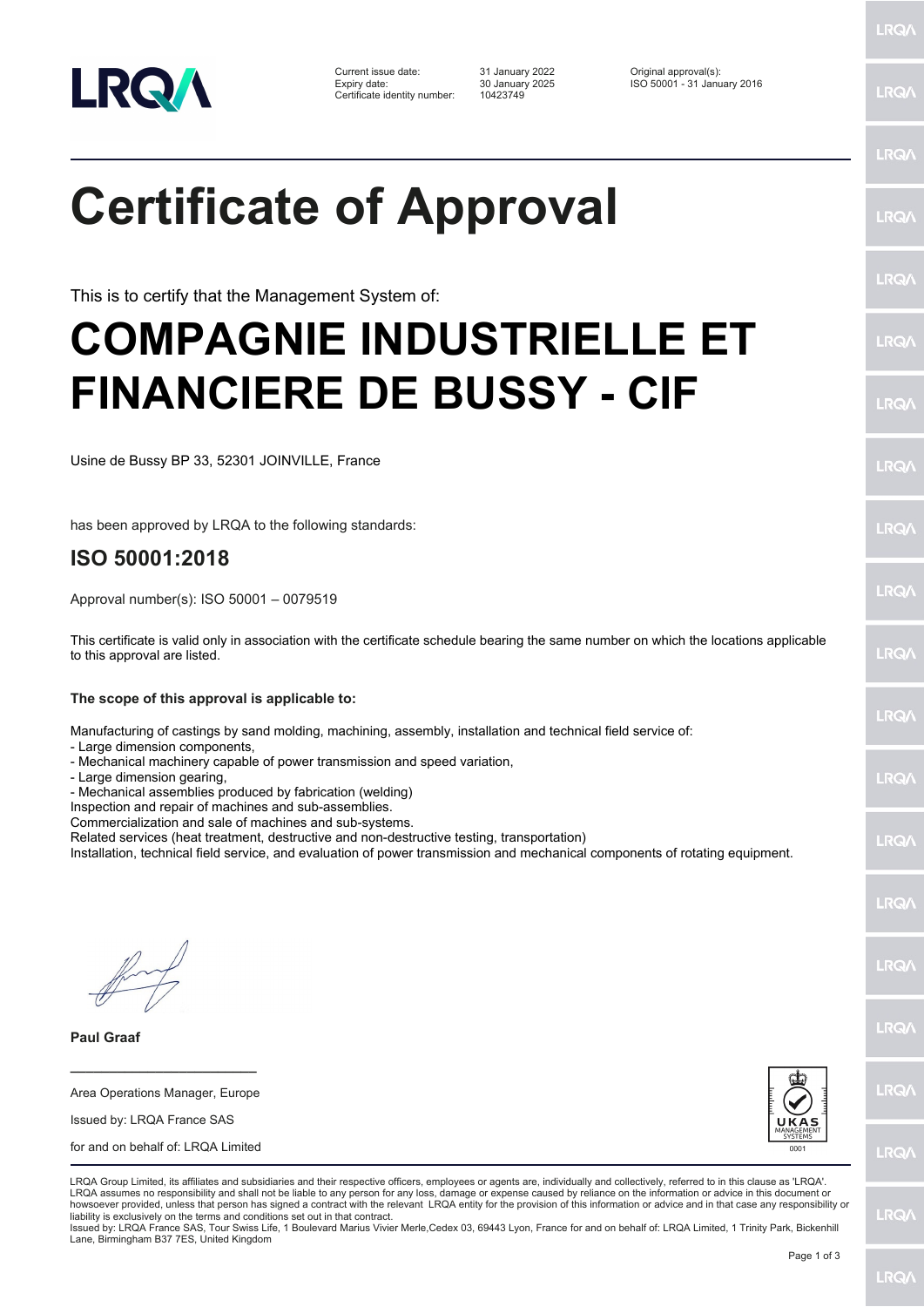| | | |
|---|---|---|
| Current issue date: | 31 January 2022 | Original approval(s): |
| Expiry date: | 30 January 2025 | ISO 50001 - 31 January 2016 |
| Certificate identity number: | 10423749 | |

# Certificate of Approval

This is to certify that the Management System of:

# COMPAGNIE INDUSTRIELLE ET FINANCIERE DE BUSSY - CIF

Usine de Bussy BP 33, 52301 JOINVILLE, France

has been approved by LRQA to the following standards:

## ISO 50001:2018

Approval number(s): ISO 50001 – 0079519

This certificate is valid only in association with the certificate schedule bearing the same number on which the locations applicable to this approval are listed.

**The scope of this approval is applicable to:**

Manufacturing of castings by sand molding, machining, assembly, installation and technical field service of:
- Large dimension components,
- Mechanical machinery capable of power transmission and speed variation,
- Large dimension gearing,
- Mechanical assemblies produced by fabrication (welding)

Inspection and repair of machines and sub-assemblies.
Commercialization and sale of machines and sub-systems.
Related services (heat treatment, destructive and non-destructive testing, transportation)
Installation, technical field service, and evaluation of power transmission and mechanical components of rotating equipment.

**Paul Graaf**

Area Operations Manager, Europe

Issued by: LRQA France SAS

for and on behalf of: LRQA Limited

UKAS MANAGEMENT SYSTEMS 0001

LRQA Group Limited, its affiliates and subsidiaries and their respective officers, employees or agents are, individually and collectively, referred to in this clause as 'LRQA'. LRQA assumes no responsibility and shall not be liable to any person for any loss, damage or expense caused by reliance on the information or advice in this document or howsoever provided, unless that person has signed a contract with the relevant LRQA entity for the provision of this information or advice and in that case any responsibility or liability is exclusively on the terms and conditions set out in that contract.
Issued by: LRQA France SAS, Tour Swiss Life, 1 Boulevard Marius Vivier Merle,Cedex 03, 69443 Lyon, France for and on behalf of: LRQA Limited, 1 Trinity Park, Bickenhill Lane, Birmingham B37 7ES, United Kingdom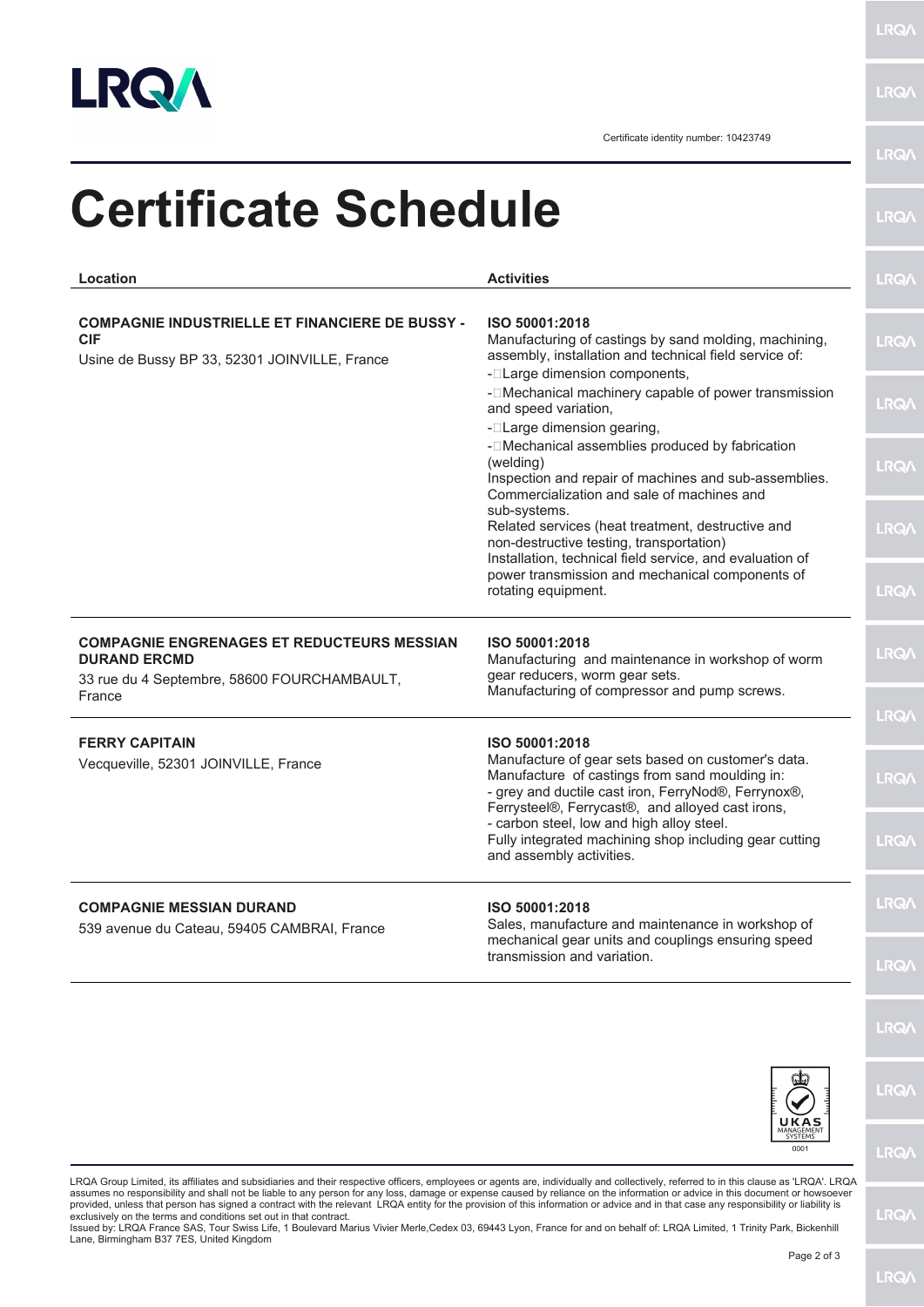Certificate identity number: 10423749

# Certificate Schedule

| Location | Activities |
| --- | --- |
| **COMPAGNIE INDUSTRIELLE ET FINANCIERE DE BUSSY - CIF**<br>Usine de Bussy BP 33, 52301 JOINVILLE, France | **ISO 50001:2018**<br>Manufacturing of castings by sand molding, machining, assembly, installation and technical field service of:<br>- Large dimension components,<br>- Mechanical machinery capable of power transmission and speed variation,<br>- Large dimension gearing,<br>- Mechanical assemblies produced by fabrication (welding)<br>Inspection and repair of machines and sub-assemblies.<br>Commercialization and sale of machines and sub-systems.<br>Related services (heat treatment, destructive and non-destructive testing, transportation)<br>Installation, technical field service, and evaluation of power transmission and mechanical components of rotating equipment. |
| **COMPAGNIE ENGRENAGES ET REDUCTEURS MESSIAN DURAND ERCMD**<br>33 rue du 4 Septembre, 58600 FOURCHAMBAULT, France | **ISO 50001:2018**<br>Manufacturing and maintenance in workshop of worm gear reducers, worm gear sets.<br>Manufacturing of compressor and pump screws. |
| **FERRY CAPITAIN**<br>Vecqueville, 52301 JOINVILLE, France | **ISO 50001:2018**<br>Manufacture of gear sets based on customer's data.<br>Manufacture of castings from sand moulding in:<br>- grey and ductile cast iron, FerryNod®, Ferrynox®, Ferrysteel®, Ferrycast®, and alloyed cast irons,<br>- carbon steel, low and high alloy steel.<br>Fully integrated machining shop including gear cutting and assembly activities. |
| **COMPAGNIE MESSIAN DURAND**<br>539 avenue du Cateau, 59405 CAMBRAI, France | **ISO 50001:2018**<br>Sales, manufacture and maintenance in workshop of mechanical gear units and couplings ensuring speed transmission and variation. |

UKAS MANAGEMENT SYSTEMS 0001

LRQA Group Limited, its affiliates and subsidiaries and their respective officers, employees or agents are, individually and collectively, referred to in this clause as 'LRQA'. LRQA assumes no responsibility and shall not be liable to any person for any loss, damage or expense caused by reliance on the information or advice in this document or howsoever provided, unless that person has signed a contract with the relevant LRQA entity for the provision of this information or advice and in that case any responsibility or liability is exclusively on the terms and conditions set out in that contract.
Issued by: LRQA France SAS, Tour Swiss Life, 1 Boulevard Marius Vivier Merle,Cedex 03, 69443 Lyon, France for and on behalf of: LRQA Limited, 1 Trinity Park, Bickenhill Lane, Birmingham B37 7ES, United Kingdom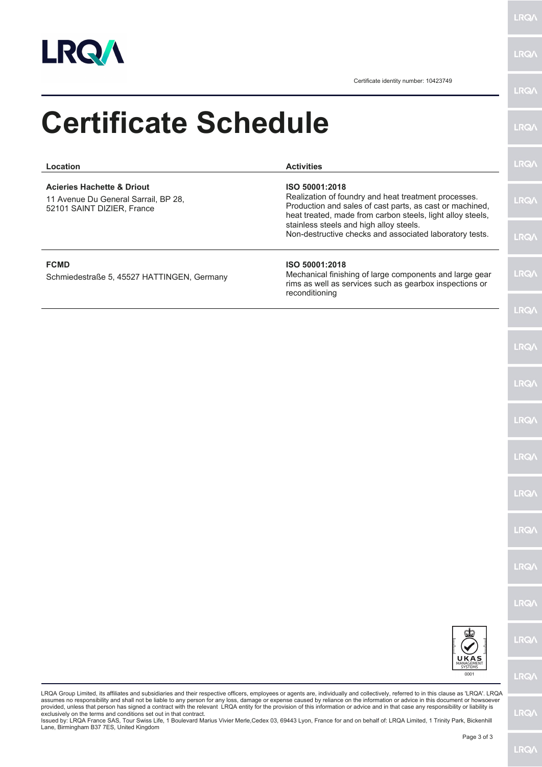Certificate identity number: 10423749

# Certificate Schedule

| Location | Activities |
| --- | --- |
| **Acieries Hachette & Driout**<br>11 Avenue Du General Sarrail, BP 28,<br>52101 SAINT DIZIER, France | **ISO 50001:2018**<br>Realization of foundry and heat treatment processes.<br>Production and sales of cast parts, as cast or machined, heat treated, made from carbon steels, light alloy steels, stainless steels and high alloy steels.<br>Non-destructive checks and associated laboratory tests. |
| **FCMD**<br>Schmiedestraße 5, 45527 HATTINGEN, Germany | **ISO 50001:2018**<br>Mechanical finishing of large components and large gear rims as well as services such as gearbox inspections or reconditioning |

UKAS MANAGEMENT SYSTEMS 0001

LRQA Group Limited, its affiliates and subsidiaries and their respective officers, employees or agents are, individually and collectively, referred to in this clause as 'LRQA'. LRQA assumes no responsibility and shall not be liable to any person for any loss, damage or expense caused by reliance on the information or advice in this document or howsoever provided, unless that person has signed a contract with the relevant LRQA entity for the provision of this information or advice and in that case any responsibility or liability is exclusively on the terms and conditions set out in that contract.
Issued by: LRQA France SAS, Tour Swiss Life, 1 Boulevard Marius Vivier Merle,Cedex 03, 69443 Lyon, France for and on behalf of: LRQA Limited, 1 Trinity Park, Bickenhill Lane, Birmingham B37 7ES, United Kingdom